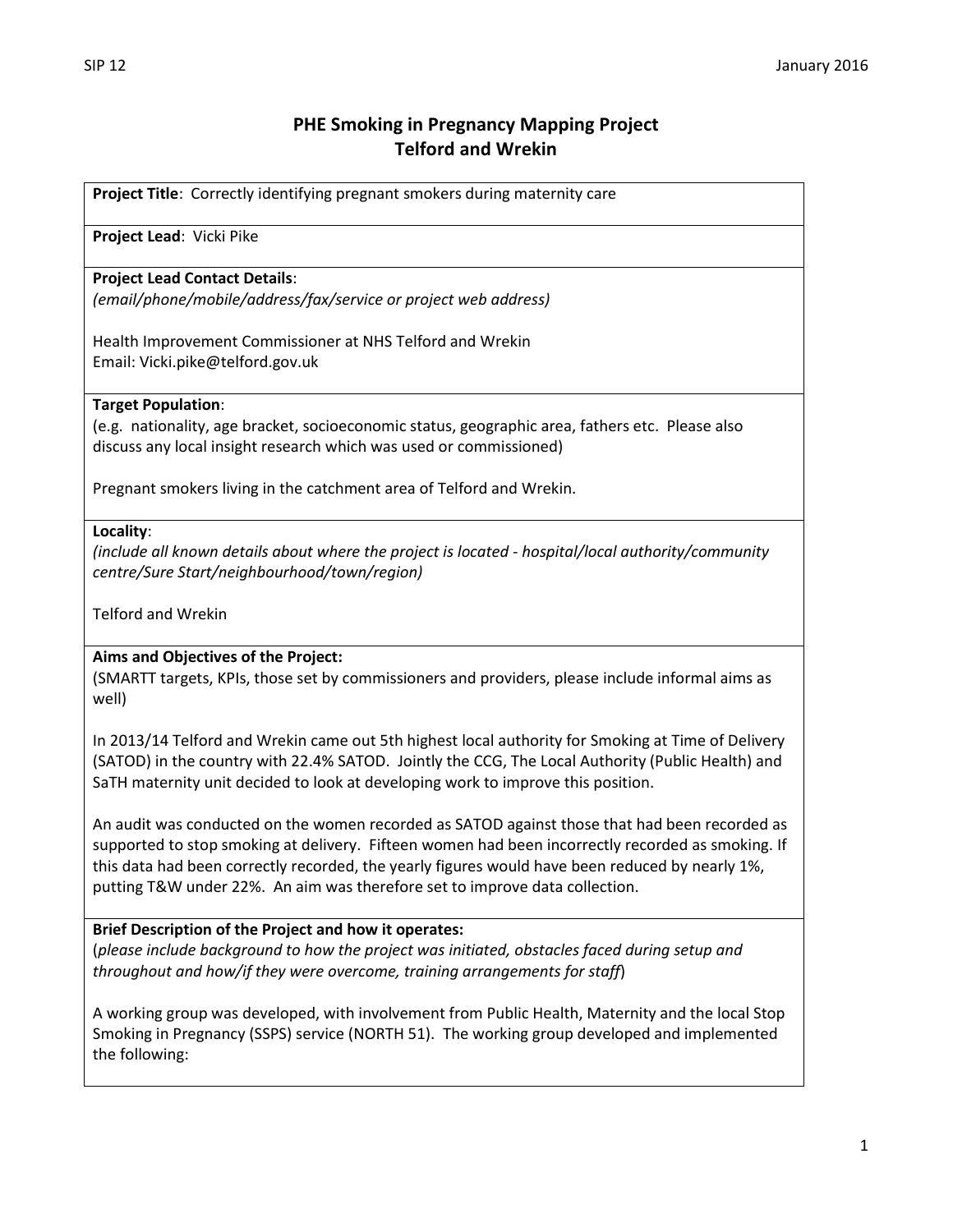# PHE Smoking in Pregnancy Mapping Project
## Telford and Wrekin

**Project Title**: Correctly identifying pregnant smokers during maternity care

**Project Lead**: Vicki Pike

**Project Lead Contact Details**:
*(email/phone/mobile/address/fax/service or project web address)*

Health Improvement Commissioner at NHS Telford and Wrekin
Email: Vicki.pike@telford.gov.uk

**Target Population**:
(e.g. nationality, age bracket, socioeconomic status, geographic area, fathers etc. Please also discuss any local insight research which was used or commissioned)

Pregnant smokers living in the catchment area of Telford and Wrekin.

**Locality**:
*(include all known details about where the project is located - hospital/local authority/community centre/Sure Start/neighbourhood/town/region)*

Telford and Wrekin

**Aims and Objectives of the Project:**
(SMARTT targets, KPIs, those set by commissioners and providers, please include informal aims as well)

In 2013/14 Telford and Wrekin came out 5th highest local authority for Smoking at Time of Delivery (SATOD) in the country with 22.4% SATOD. Jointly the CCG, The Local Authority (Public Health) and SaTH maternity unit decided to look at developing work to improve this position.

An audit was conducted on the women recorded as SATOD against those that had been recorded as supported to stop smoking at delivery. Fifteen women had been incorrectly recorded as smoking. If this data had been correctly recorded, the yearly figures would have been reduced by nearly 1%, putting T&W under 22%. An aim was therefore set to improve data collection.

**Brief Description of the Project and how it operates:**
(*please include background to how the project was initiated, obstacles faced during setup and throughout and how/if they were overcome, training arrangements for staff*)

A working group was developed, with involvement from Public Health, Maternity and the local Stop Smoking in Pregnancy (SSPS) service (NORTH 51). The working group developed and implemented the following: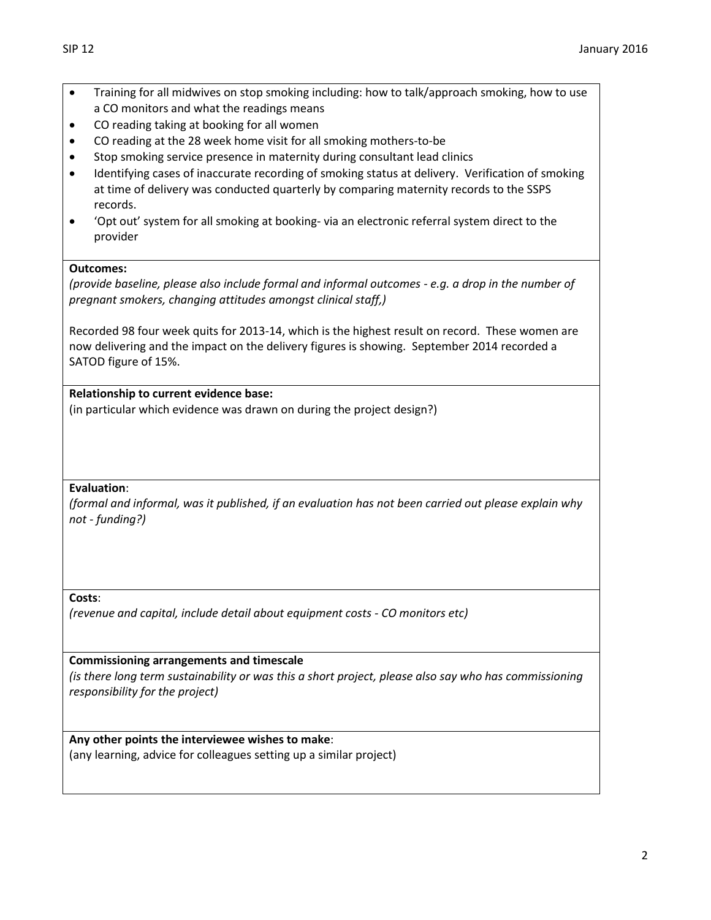- Training for all midwives on stop smoking including: how to talk/approach smoking, how to use a CO monitors and what the readings means
- CO reading taking at booking for all women
- CO reading at the 28 week home visit for all smoking mothers-to-be
- Stop smoking service presence in maternity during consultant lead clinics
- Identifying cases of inaccurate recording of smoking status at delivery. Verification of smoking at time of delivery was conducted quarterly by comparing maternity records to the SSPS records.
- 'Opt out' system for all smoking at booking- via an electronic referral system direct to the provider

**Outcomes:**

*(provide baseline, please also include formal and informal outcomes - e.g. a drop in the number of pregnant smokers, changing attitudes amongst clinical staff,)*

Recorded 98 four week quits for 2013-14, which is the highest result on record. These women are now delivering and the impact on the delivery figures is showing. September 2014 recorded a SATOD figure of 15%.

**Relationship to current evidence base:**

(in particular which evidence was drawn on during the project design?)

**Evaluation**:

*(formal and informal, was it published, if an evaluation has not been carried out please explain why not - funding?)*

**Costs**:

*(revenue and capital, include detail about equipment costs - CO monitors etc)*

**Commissioning arrangements and timescale**

*(is there long term sustainability or was this a short project, please also say who has commissioning responsibility for the project)*

**Any other points the interviewee wishes to make**:

(any learning, advice for colleagues setting up a similar project)